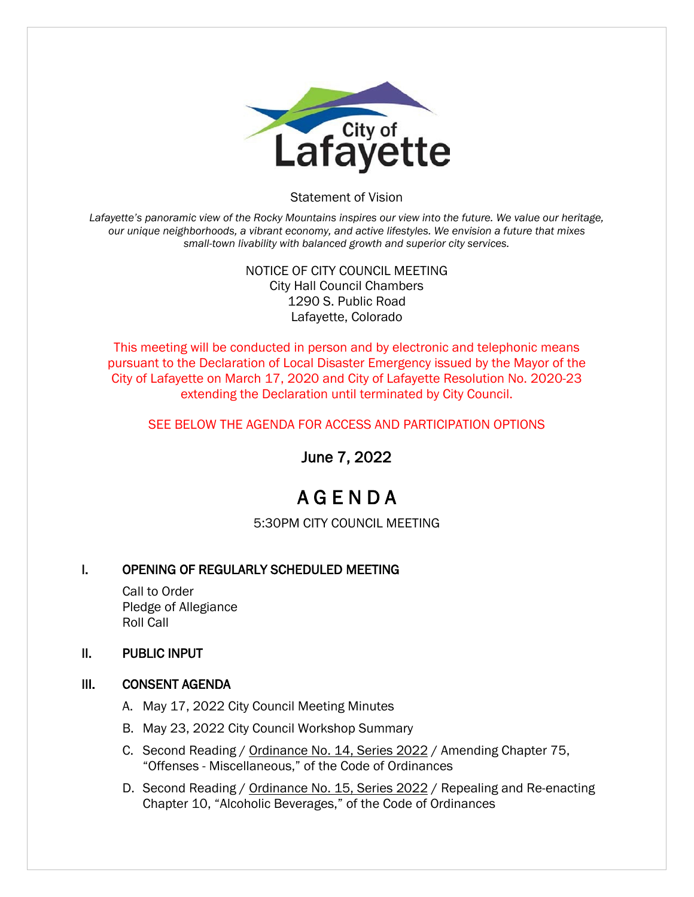City of Lafayette

Statement of Vision

*Lafayette's panoramic view of the Rocky Mountains inspires our view into the future. We value our heritage, our unique neighborhoods, a vibrant economy, and active lifestyles. We envision a future that mixes small-town livability with balanced growth and superior city services.*

NOTICE OF CITY COUNCIL MEETING
City Hall Council Chambers
1290 S. Public Road
Lafayette, Colorado

This meeting will be conducted in person and by electronic and telephonic means pursuant to the Declaration of Local Disaster Emergency issued by the Mayor of the City of Lafayette on March 17, 2020 and City of Lafayette Resolution No. 2020-23 extending the Declaration until terminated by City Council.

SEE BELOW THE AGENDA FOR ACCESS AND PARTICIPATION OPTIONS

## June 7, 2022

# A G E N D A

5:30PM CITY COUNCIL MEETING

## I. OPENING OF REGULARLY SCHEDULED MEETING

Call to Order
Pledge of Allegiance
Roll Call

## II. PUBLIC INPUT

## III. CONSENT AGENDA

A. May 17, 2022 City Council Meeting Minutes

B. May 23, 2022 City Council Workshop Summary

C. Second Reading / Ordinance No. 14, Series 2022 / Amending Chapter 75, "Offenses - Miscellaneous," of the Code of Ordinances

D. Second Reading / Ordinance No. 15, Series 2022 / Repealing and Re-enacting Chapter 10, "Alcoholic Beverages," of the Code of Ordinances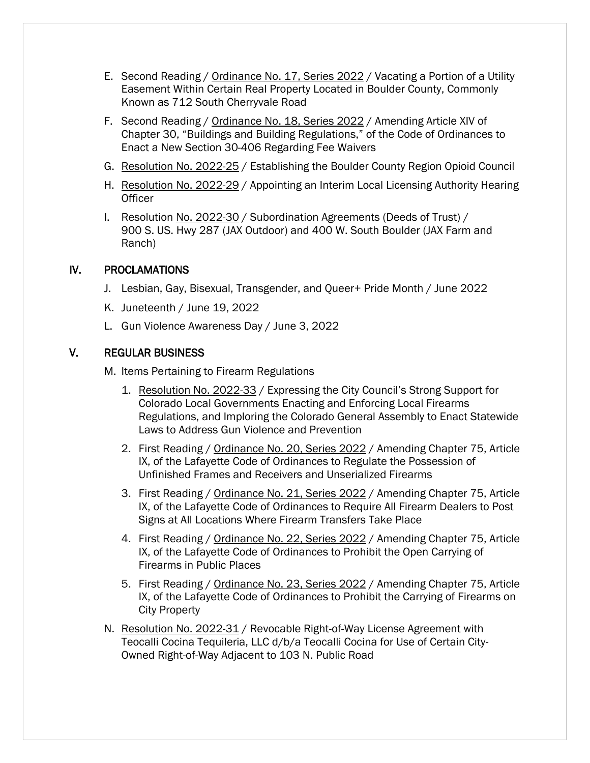E. Second Reading / Ordinance No. 17, Series 2022 / Vacating a Portion of a Utility Easement Within Certain Real Property Located in Boulder County, Commonly Known as 712 South Cherryvale Road

F. Second Reading / Ordinance No. 18, Series 2022 / Amending Article XIV of Chapter 30, "Buildings and Building Regulations," of the Code of Ordinances to Enact a New Section 30-406 Regarding Fee Waivers

G. Resolution No. 2022-25 / Establishing the Boulder County Region Opioid Council

H. Resolution No. 2022-29 / Appointing an Interim Local Licensing Authority Hearing Officer

I. Resolution No. 2022-30 / Subordination Agreements (Deeds of Trust) / 900 S. US. Hwy 287 (JAX Outdoor) and 400 W. South Boulder (JAX Farm and Ranch)

## IV. PROCLAMATIONS

J. Lesbian, Gay, Bisexual, Transgender, and Queer+ Pride Month / June 2022

K. Juneteenth / June 19, 2022

L. Gun Violence Awareness Day / June 3, 2022

## V. REGULAR BUSINESS

M. Items Pertaining to Firearm Regulations

1. Resolution No. 2022-33 / Expressing the City Council's Strong Support for Colorado Local Governments Enacting and Enforcing Local Firearms Regulations, and Imploring the Colorado General Assembly to Enact Statewide Laws to Address Gun Violence and Prevention
2. First Reading / Ordinance No. 20, Series 2022 / Amending Chapter 75, Article IX, of the Lafayette Code of Ordinances to Regulate the Possession of Unfinished Frames and Receivers and Unserialized Firearms
3. First Reading / Ordinance No. 21, Series 2022 / Amending Chapter 75, Article IX, of the Lafayette Code of Ordinances to Require All Firearm Dealers to Post Signs at All Locations Where Firearm Transfers Take Place
4. First Reading / Ordinance No. 22, Series 2022 / Amending Chapter 75, Article IX, of the Lafayette Code of Ordinances to Prohibit the Open Carrying of Firearms in Public Places
5. First Reading / Ordinance No. 23, Series 2022 / Amending Chapter 75, Article IX, of the Lafayette Code of Ordinances to Prohibit the Carrying of Firearms on City Property

N. Resolution No. 2022-31 / Revocable Right-of-Way License Agreement with Teocalli Cocina Tequileria, LLC d/b/a Teocalli Cocina for Use of Certain City-Owned Right-of-Way Adjacent to 103 N. Public Road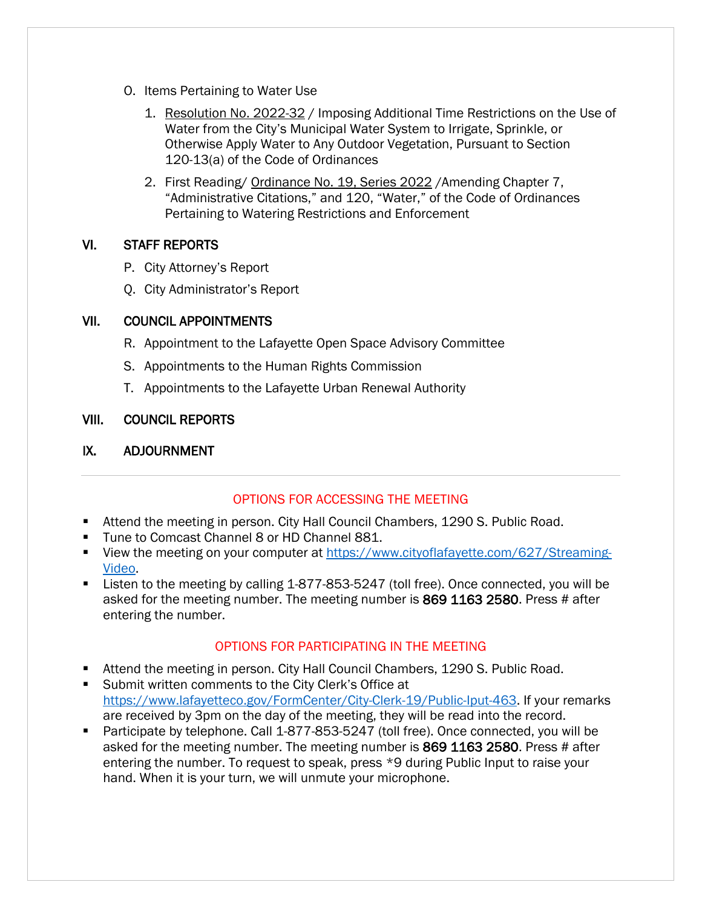O. Items Pertaining to Water Use

1. Resolution No. 2022-32 / Imposing Additional Time Restrictions on the Use of Water from the City's Municipal Water System to Irrigate, Sprinkle, or Otherwise Apply Water to Any Outdoor Vegetation, Pursuant to Section 120-13(a) of the Code of Ordinances
2. First Reading/ Ordinance No. 19, Series 2022 /Amending Chapter 7, "Administrative Citations," and 120, "Water," of the Code of Ordinances Pertaining to Watering Restrictions and Enforcement

## VI. STAFF REPORTS

P. City Attorney's Report

Q. City Administrator's Report

## VII. COUNCIL APPOINTMENTS

R. Appointment to the Lafayette Open Space Advisory Committee

S. Appointments to the Human Rights Commission

T. Appointments to the Lafayette Urban Renewal Authority

## VIII. COUNCIL REPORTS

## IX. ADJOURNMENT

---

### OPTIONS FOR ACCESSING THE MEETING

- Attend the meeting in person. City Hall Council Chambers, 1290 S. Public Road.
- Tune to Comcast Channel 8 or HD Channel 881.
- View the meeting on your computer at [https://www.cityoflafayette.com/627/Streaming-Video](https://www.cityoflafayette.com/627/Streaming-Video).
- Listen to the meeting by calling 1-877-853-5247 (toll free). Once connected, you will be asked for the meeting number. The meeting number is **869 1163 2580**. Press # after entering the number.

### OPTIONS FOR PARTICIPATING IN THE MEETING

- Attend the meeting in person. City Hall Council Chambers, 1290 S. Public Road.
- Submit written comments to the City Clerk's Office at [https://www.lafayetteco.gov/FormCenter/City-Clerk-19/Public-Iput-463](https://www.lafayetteco.gov/FormCenter/City-Clerk-19/Public-Iput-463). If your remarks are received by 3pm on the day of the meeting, they will be read into the record.
- Participate by telephone. Call 1-877-853-5247 (toll free). Once connected, you will be asked for the meeting number. The meeting number is **869 1163 2580**. Press # after entering the number. To request to speak, press *9 during Public Input to raise your hand. When it is your turn, we will unmute your microphone.